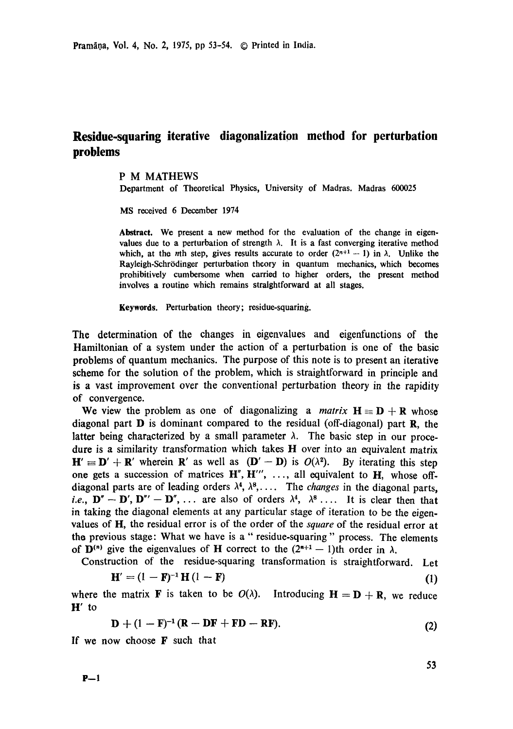# Residue-squaring iterative diagonalization method for perturbation problems

P M MATHEWS

Department of Theoretical Physics, University of Madras. Madras 600025

MS received 6 December 1974

**Abstract.** We present a new method for the evaluation of the change in eigenvalues due to a perturbation of strength $\lambda$. It is a fast converging iterative method which, at the $n$th step, gives results accurate to order $(2^{n+1} - 1)$ in $\lambda$. Unlike the Rayleigh-Schrödinger perturbation theory in quantum mechanics, which becomes prohibitively cumbersome when carried to higher orders, the present method involves a routine which remains straightforward at all stages.

**Keywords.** Perturbation theory; residue-squaring.

The determination of the changes in eigenvalues and eigenfunctions of the Hamiltonian of a system under the action of a perturbation is one of the basic problems of quantum mechanics. The purpose of this note is to present an iterative scheme for the solution of the problem, which is straightforward in principle and is a vast improvement over the conventional perturbation theory in the rapidity of convergence.

We view the problem as one of diagonalizing a *matrix* $\mathbf{H} \equiv \mathbf{D} + \mathbf{R}$ whose diagonal part $\mathbf{D}$ is dominant compared to the residual (off-diagonal) part $\mathbf{R}$, the latter being characterized by a small parameter $\lambda$. The basic step in our procedure is a similarity transformation which takes $\mathbf{H}$ over into an equivalent matrix $\mathbf{H}' \equiv \mathbf{D}' + \mathbf{R}'$ wherein $\mathbf{R}'$ as well as $(\mathbf{D}' - \mathbf{D})$ is $O(\lambda^2)$. By iterating this step one gets a succession of matrices $\mathbf{H}''$, $\mathbf{H}'''$, ..., all equivalent to $\mathbf{H}$, whose off-diagonal parts are of leading orders $\lambda^4, \lambda^8, \ldots$. The *changes* in the diagonal parts, *i.e.*, $\mathbf{D}'' - \mathbf{D}'$, $\mathbf{D}''' - \mathbf{D}''$, ... are also of orders $\lambda^4$, $\lambda^8$ .... It is clear then that in taking the diagonal elements at any particular stage of iteration to be the eigenvalues of $\mathbf{H}$, the residual error is of the order of the *square* of the residual error at the previous stage: What we have is a "residue-squaring" process. The elements of $\mathbf{D}^{(n)}$ give the eigenvalues of $\mathbf{H}$ correct to the $(2^{n+1} - 1)$th order in $\lambda$.

Construction of the residue-squaring transformation is straightforward. Let

$$\mathbf{H}' = (1 - \mathbf{F})^{-1} \mathbf{H} (1 - \mathbf{F}) \tag{1}$$

where the matrix $\mathbf{F}$ is taken to be $O(\lambda)$. Introducing $\mathbf{H} = \mathbf{D} + \mathbf{R}$, we reduce $\mathbf{H}'$ to

$$\mathbf{D} + (1 - \mathbf{F})^{-1} (\mathbf{R} - \mathbf{DF} + \mathbf{FD} - \mathbf{RF}). \tag{2}$$

If we now choose $\mathbf{F}$ such that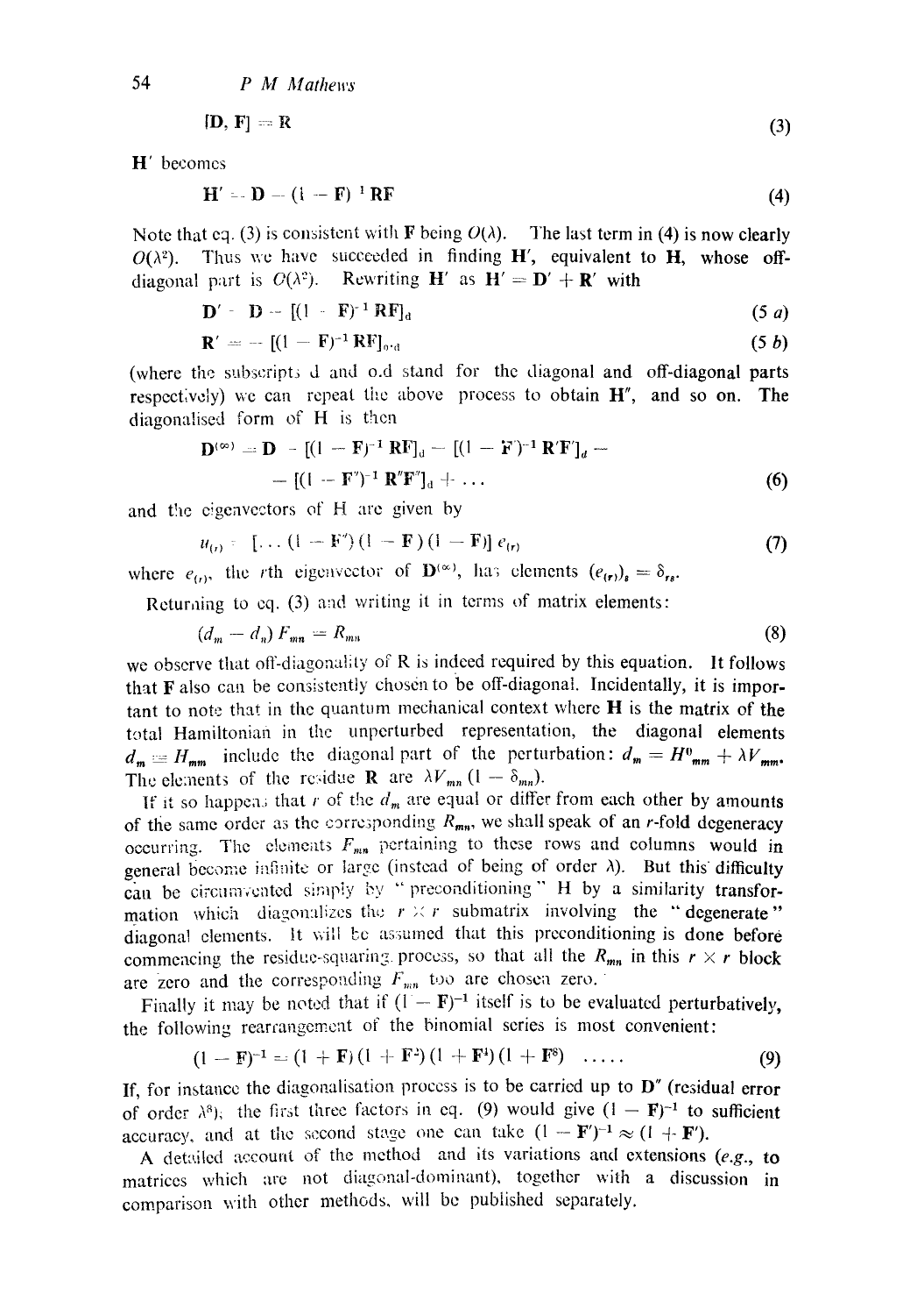$$[\mathbf{D}, \mathbf{F}] = \mathbf{R} \tag{3}$$

$\mathbf{H}'$ becomes

$$\mathbf{H}' = \mathbf{D} - (1 - \mathbf{F})^{-1}\mathbf{RF} \tag{4}$$

Note that eq. (3) is consistent with $\mathbf{F}$ being $O(\lambda)$. The last term in (4) is now clearly $O(\lambda^2)$. Thus we have succeeded in finding $\mathbf{H}'$, equivalent to $\mathbf{H}$, whose off-diagonal part is $O(\lambda^2)$. Rewriting $\mathbf{H}'$ as $\mathbf{H}' = \mathbf{D}' + \mathbf{R}'$ with

$$\mathbf{D}' = \mathbf{D} - [(1 - \mathbf{F})^{-1}\mathbf{RF}]_{\mathrm{d}} \tag{5 a}$$

$$\mathbf{R}' = -[(1 - \mathbf{F})^{-1}\mathbf{RF}]_{\mathrm{o.d}} \tag{5 b}$$

(where the subscripts d and o.d stand for the diagonal and off-diagonal parts respectively) we can repeat the above process to obtain $\mathbf{H}''$, and so on. The diagonalised form of H is then

$$\mathbf{D}^{(\infty)} = \mathbf{D} - [(1 - \mathbf{F})^{-1}\mathbf{RF}]_{\mathrm{d}} - [(1 - \mathbf{F}')^{-1}\mathbf{R}'\mathbf{F}']_{d} - - [(1 - \mathbf{F}'')^{-1}\mathbf{R}''\mathbf{F}'']_{\mathrm{d}} + \ldots \tag{6}$$

and the eigenvectors of H are given by

$$u_{(r)} = [\ldots (1 - \mathbf{F}'')(1 - \mathbf{F}')(1 - \mathbf{F})]\, e_{(r)} \tag{7}$$

where $e_{(r)}$, the $r$th eigenvector of $\mathbf{D}^{(\infty)}$, has elements $(e_{(r)})_s = \delta_{rs}$.

Returning to eq. (3) and writing it in terms of matrix elements:

$$(d_m - d_n)\, F_{mn} = R_{mn} \tag{8}$$

we observe that off-diagonality of R is indeed required by this equation. It follows that $\mathbf{F}$ also can be consistently chosen to be off-diagonal. Incidentally, it is important to note that in the quantum mechanical context where $\mathbf{H}$ is the matrix of the total Hamiltonian in the unperturbed representation, the diagonal elements $d_m = H_{mm}$ include the diagonal part of the perturbation: $d_m = H^0_{mm} + \lambda V_{mm}$. The elements of the residue $\mathbf{R}$ are $\lambda V_{mn}(1 - \delta_{mn})$.

If it so happens that $r$ of the $d_m$ are equal or differ from each other by amounts of the same order as the corresponding $R_{mn}$, we shall speak of an $r$-fold degeneracy occurring. The elements $F_{mn}$ pertaining to these rows and columns would in general become infinite or large (instead of being of order $\lambda$). But this difficulty can be circumvented simply by "preconditioning" H by a similarity transformation which diagonalizes the $r \times r$ submatrix involving the "degenerate" diagonal elements. It will be assumed that this preconditioning is done before commencing the residue-squaring process, so that all the $R_{mn}$ in this $r \times r$ block are zero and the corresponding $F_{mn}$ too are chosen zero.

Finally it may be noted that if $(1 - \mathbf{F})^{-1}$ itself is to be evaluated perturbatively, the following rearrangement of the binomial series is most convenient:

$$(1 - \mathbf{F})^{-1} = (1 + \mathbf{F})(1 + \mathbf{F}^2)(1 + \mathbf{F}^4)(1 + \mathbf{F}^8) \quad \ldots\ldots \tag{9}$$

If, for instance the diagonalisation process is to be carried up to $\mathbf{D}''$ (residual error of order $\lambda^8$), the first three factors in eq. (9) would give $(1 - \mathbf{F})^{-1}$ to sufficient accuracy, and at the second stage one can take $(1 - \mathbf{F}')^{-1} \approx (1 + \mathbf{F}')$.

A detailed account of the method and its variations and extensions (*e.g.*, to matrices which are not diagonal-dominant), together with a discussion in comparison with other methods, will be published separately.